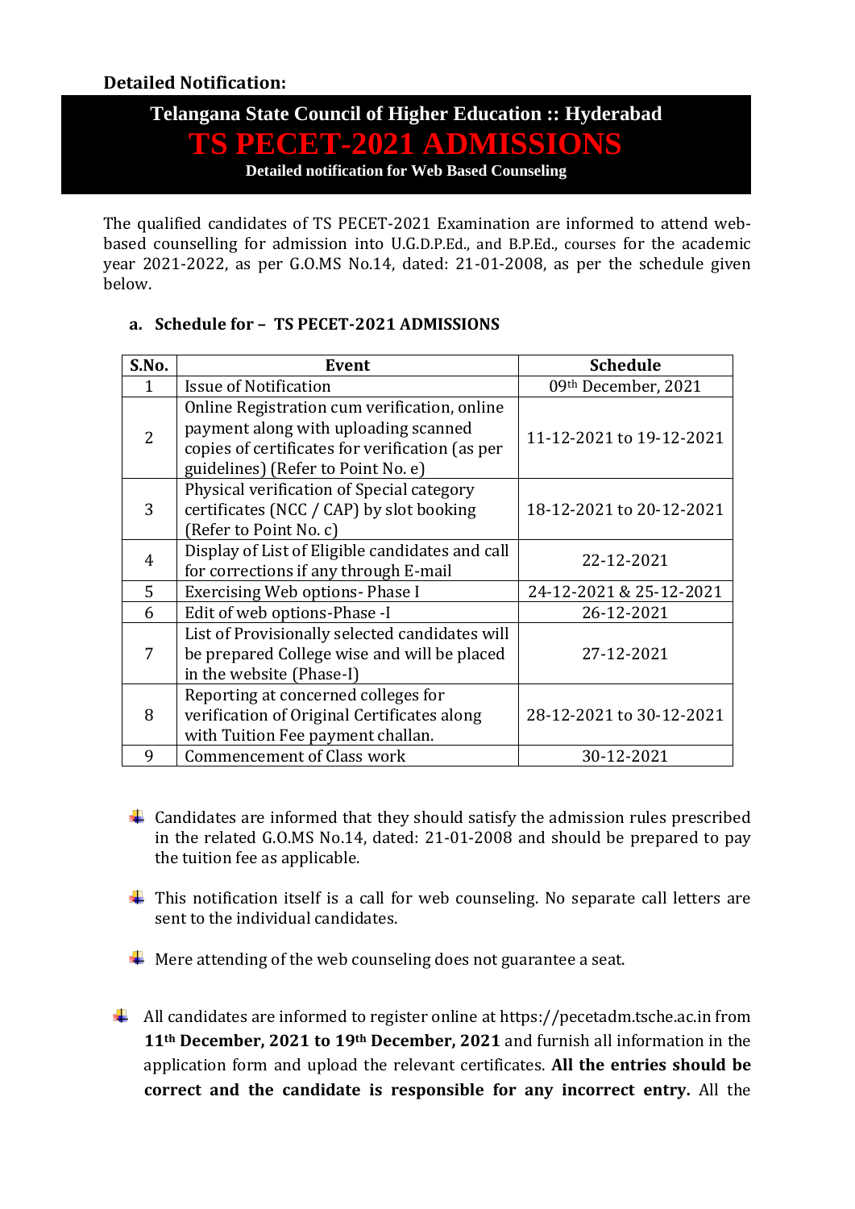**Detailed Notification:**

# Telangana State Council of Higher Education :: Hyderabad

# TS PECET-2021 ADMISSIONS

**Detailed notification for Web Based Counseling**

The qualified candidates of TS PECET-2021 Examination are informed to attend web-based counselling for admission into U.G.D.P.Ed., and B.P.Ed., courses for the academic year 2021-2022, as per G.O.MS No.14, dated: 21-01-2008, as per the schedule given below.

**a. Schedule for – TS PECET-2021 ADMISSIONS**

| S.No. | Event | Schedule |
|---|---|---|
| 1 | Issue of Notification | 09th December, 2021 |
| 2 | Online Registration cum verification, online payment along with uploading scanned copies of certificates for verification (as per guidelines) (Refer to Point No. e) | 11-12-2021 to 19-12-2021 |
| 3 | Physical verification of Special category certificates (NCC / CAP) by slot booking (Refer to Point No. c) | 18-12-2021 to 20-12-2021 |
| 4 | Display of List of Eligible candidates and call for corrections if any through E-mail | 22-12-2021 |
| 5 | Exercising Web options- Phase I | 24-12-2021 & 25-12-2021 |
| 6 | Edit of web options-Phase -I | 26-12-2021 |
| 7 | List of Provisionally selected candidates will be prepared College wise and will be placed in the website (Phase-I) | 27-12-2021 |
| 8 | Reporting at concerned colleges for verification of Original Certificates along with Tuition Fee payment challan. | 28-12-2021 to 30-12-2021 |
| 9 | Commencement of Class work | 30-12-2021 |

- Candidates are informed that they should satisfy the admission rules prescribed in the related G.O.MS No.14, dated: 21-01-2008 and should be prepared to pay the tuition fee as applicable.
- This notification itself is a call for web counseling. No separate call letters are sent to the individual candidates.
- Mere attending of the web counseling does not guarantee a seat.

- All candidates are informed to register online at https://pecetadm.tsche.ac.in from **11th December, 2021 to 19th December, 2021** and furnish all information in the application form and upload the relevant certificates. **All the entries should be correct and the candidate is responsible for any incorrect entry.** All the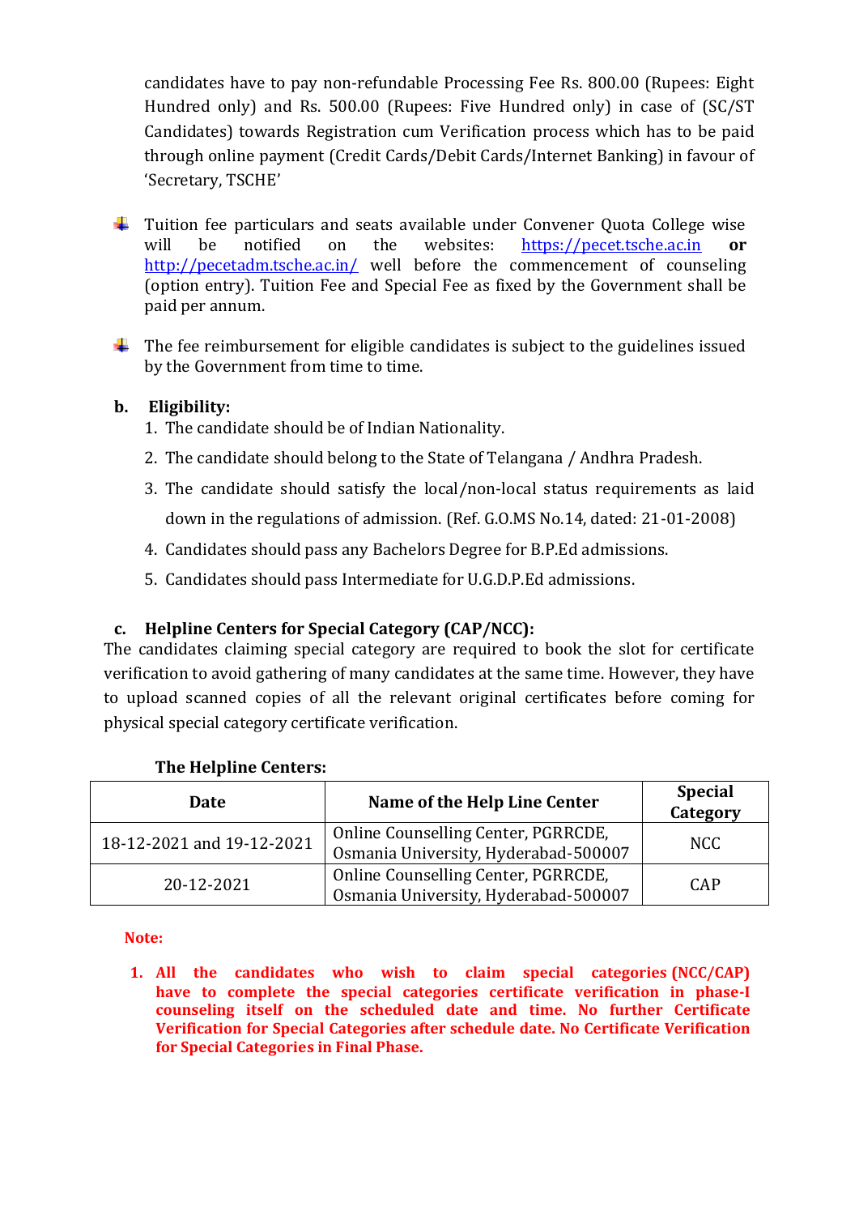candidates have to pay non-refundable Processing Fee Rs. 800.00 (Rupees: Eight Hundred only) and Rs. 500.00 (Rupees: Five Hundred only) in case of (SC/ST Candidates) towards Registration cum Verification process which has to be paid through online payment (Credit Cards/Debit Cards/Internet Banking) in favour of 'Secretary, TSCHE'

- Tuition fee particulars and seats available under Convener Quota College wise will be notified on the websites: https://pecet.tsche.ac.in **or** http://pecetadm.tsche.ac.in/ well before the commencement of counseling (option entry). Tuition Fee and Special Fee as fixed by the Government shall be paid per annum.

- The fee reimbursement for eligible candidates is subject to the guidelines issued by the Government from time to time.

**b. Eligibility:**

1. The candidate should be of Indian Nationality.
2. The candidate should belong to the State of Telangana / Andhra Pradesh.
3. The candidate should satisfy the local/non-local status requirements as laid down in the regulations of admission. (Ref. G.O.MS No.14, dated: 21-01-2008)
4. Candidates should pass any Bachelors Degree for B.P.Ed admissions.
5. Candidates should pass Intermediate for U.G.D.P.Ed admissions.

**c. Helpline Centers for Special Category (CAP/NCC):**

The candidates claiming special category are required to book the slot for certificate verification to avoid gathering of many candidates at the same time. However, they have to upload scanned copies of all the relevant original certificates before coming for physical special category certificate verification.

**The Helpline Centers:**

| Date | Name of the Help Line Center | Special Category |
|---|---|---|
| 18-12-2021 and 19-12-2021 | Online Counselling Center, PGRRCDE, Osmania University, Hyderabad-500007 | NCC |
| 20-12-2021 | Online Counselling Center, PGRRCDE, Osmania University, Hyderabad-500007 | CAP |

**Note:**

1. **All the candidates who wish to claim special categories (NCC/CAP) have to complete the special categories certificate verification in phase-I counseling itself on the scheduled date and time. No further Certificate Verification for Special Categories after schedule date. No Certificate Verification for Special Categories in Final Phase.**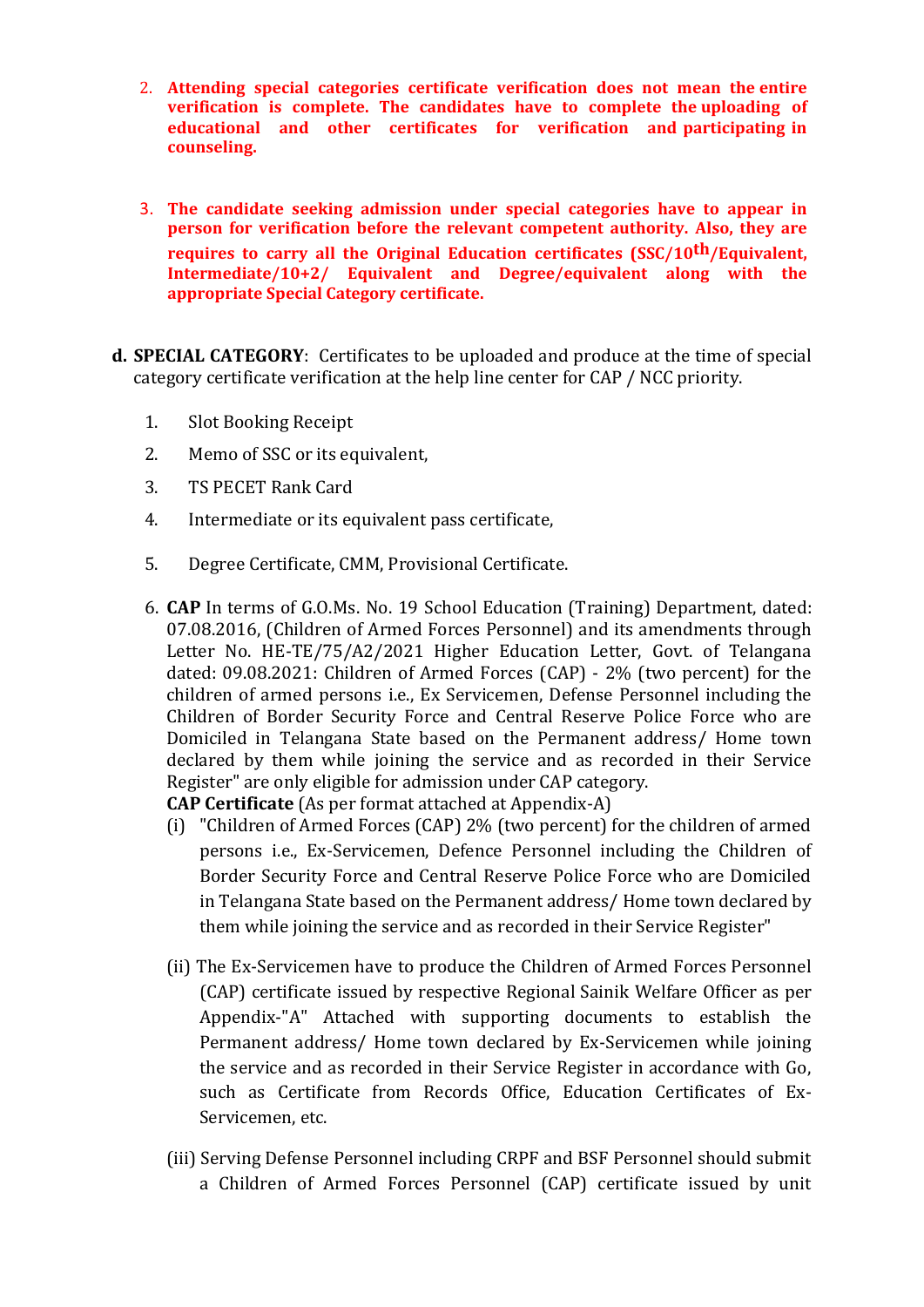2. **Attending special categories certificate verification does not mean the entire verification is complete. The candidates have to complete the uploading of educational and other certificates for verification and participating in counseling.**

3. **The candidate seeking admission under special categories have to appear in person for verification before the relevant competent authority. Also, they are requires to carry all the Original Education certificates (SSC/10th/Equivalent, Intermediate/10+2/ Equivalent and Degree/equivalent along with the appropriate Special Category certificate.**

**d. SPECIAL CATEGORY**: Certificates to be uploaded and produce at the time of special category certificate verification at the help line center for CAP / NCC priority.

1. Slot Booking Receipt
2. Memo of SSC or its equivalent,
3. TS PECET Rank Card
4. Intermediate or its equivalent pass certificate,
5. Degree Certificate, CMM, Provisional Certificate.
6. **CAP** In terms of G.O.Ms. No. 19 School Education (Training) Department, dated: 07.08.2016, (Children of Armed Forces Personnel) and its amendments through Letter No. HE-TE/75/A2/2021 Higher Education Letter, Govt. of Telangana dated: 09.08.2021: Children of Armed Forces (CAP) - 2% (two percent) for the children of armed persons i.e., Ex Servicemen, Defense Personnel including the Children of Border Security Force and Central Reserve Police Force who are Domiciled in Telangana State based on the Permanent address/ Home town declared by them while joining the service and as recorded in their Service Register" are only eligible for admission under CAP category.
   **CAP Certificate** (As per format attached at Appendix-A)
   (i) "Children of Armed Forces (CAP) 2% (two percent) for the children of armed persons i.e., Ex-Servicemen, Defence Personnel including the Children of Border Security Force and Central Reserve Police Force who are Domiciled in Telangana State based on the Permanent address/ Home town declared by them while joining the service and as recorded in their Service Register"

   (ii) The Ex-Servicemen have to produce the Children of Armed Forces Personnel (CAP) certificate issued by respective Regional Sainik Welfare Officer as per Appendix-"A" Attached with supporting documents to establish the Permanent address/ Home town declared by Ex-Servicemen while joining the service and as recorded in their Service Register in accordance with Go, such as Certificate from Records Office, Education Certificates of Ex-Servicemen, etc.

   (iii) Serving Defense Personnel including CRPF and BSF Personnel should submit a Children of Armed Forces Personnel (CAP) certificate issued by unit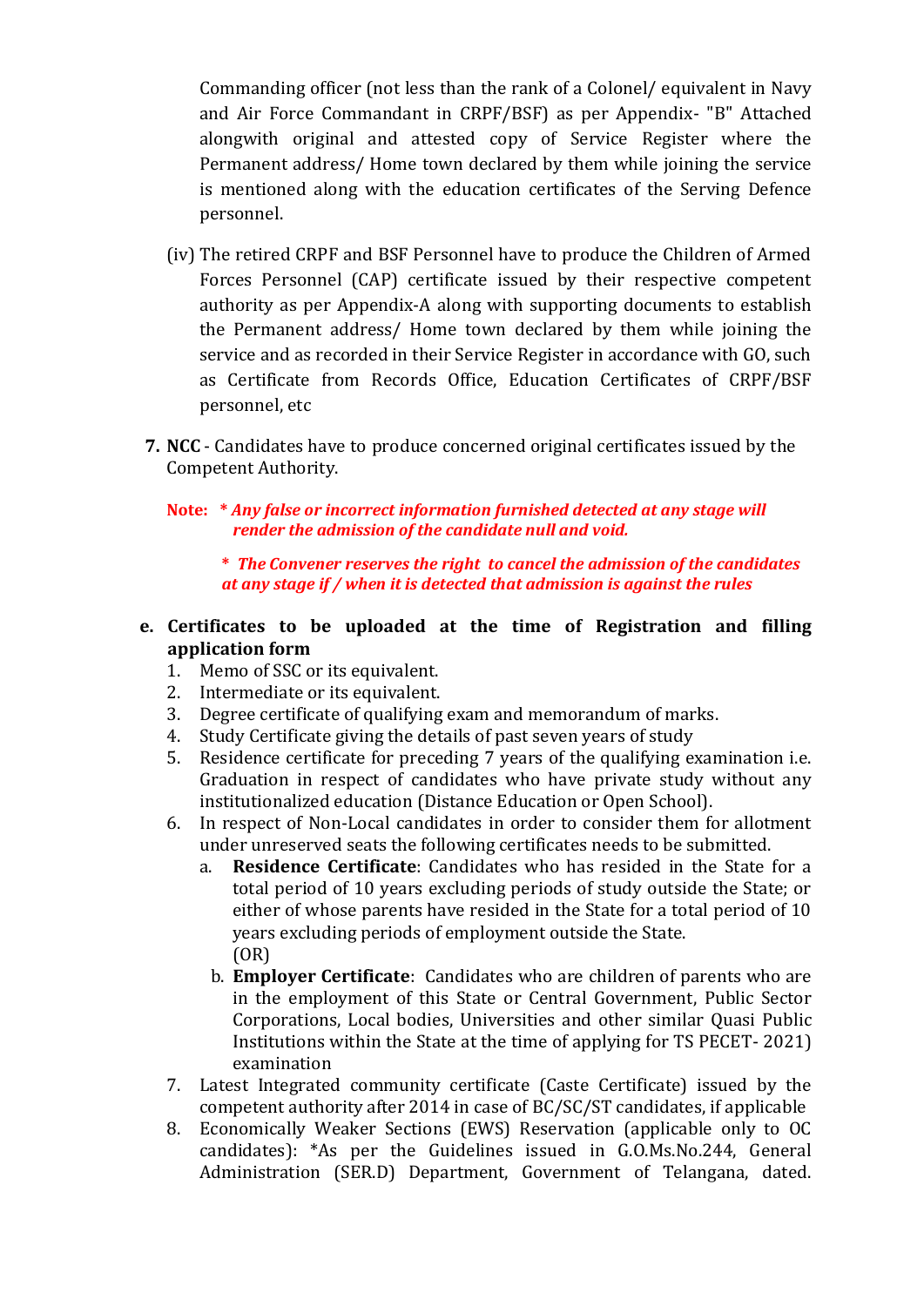Commanding officer (not less than the rank of a Colonel/ equivalent in Navy and Air Force Commandant in CRPF/BSF) as per Appendix- "B" Attached alongwith original and attested copy of Service Register where the Permanent address/ Home town declared by them while joining the service is mentioned along with the education certificates of the Serving Defence personnel.

(iv) The retired CRPF and BSF Personnel have to produce the Children of Armed Forces Personnel (CAP) certificate issued by their respective competent authority as per Appendix-A along with supporting documents to establish the Permanent address/ Home town declared by them while joining the service and as recorded in their Service Register in accordance with GO, such as Certificate from Records Office, Education Certificates of CRPF/BSF personnel, etc

7. **NCC** - Candidates have to produce concerned original certificates issued by the Competent Authority.

**Note:** *** *Any false or incorrect information furnished detected at any stage will render the admission of the candidate null and void.***

*** *The Convener reserves the right to cancel the admission of the candidates at any stage if / when it is detected that admission is against the rules***

**e. Certificates to be uploaded at the time of Registration and filling application form**

1. Memo of SSC or its equivalent.
2. Intermediate or its equivalent.
3. Degree certificate of qualifying exam and memorandum of marks.
4. Study Certificate giving the details of past seven years of study
5. Residence certificate for preceding 7 years of the qualifying examination i.e. Graduation in respect of candidates who have private study without any institutionalized education (Distance Education or Open School).
6. In respect of Non-Local candidates in order to consider them for allotment under unreserved seats the following certificates needs to be submitted.
   a. **Residence Certificate**: Candidates who has resided in the State for a total period of 10 years excluding periods of study outside the State; or either of whose parents have resided in the State for a total period of 10 years excluding periods of employment outside the State.
   (OR)
   b. **Employer Certificate**: Candidates who are children of parents who are in the employment of this State or Central Government, Public Sector Corporations, Local bodies, Universities and other similar Quasi Public Institutions within the State at the time of applying for TS PECET- 2021) examination
7. Latest Integrated community certificate (Caste Certificate) issued by the competent authority after 2014 in case of BC/SC/ST candidates, if applicable
8. Economically Weaker Sections (EWS) Reservation (applicable only to OC candidates): *As per the Guidelines issued in G.O.Ms.No.244, General Administration (SER.D) Department, Government of Telangana, dated.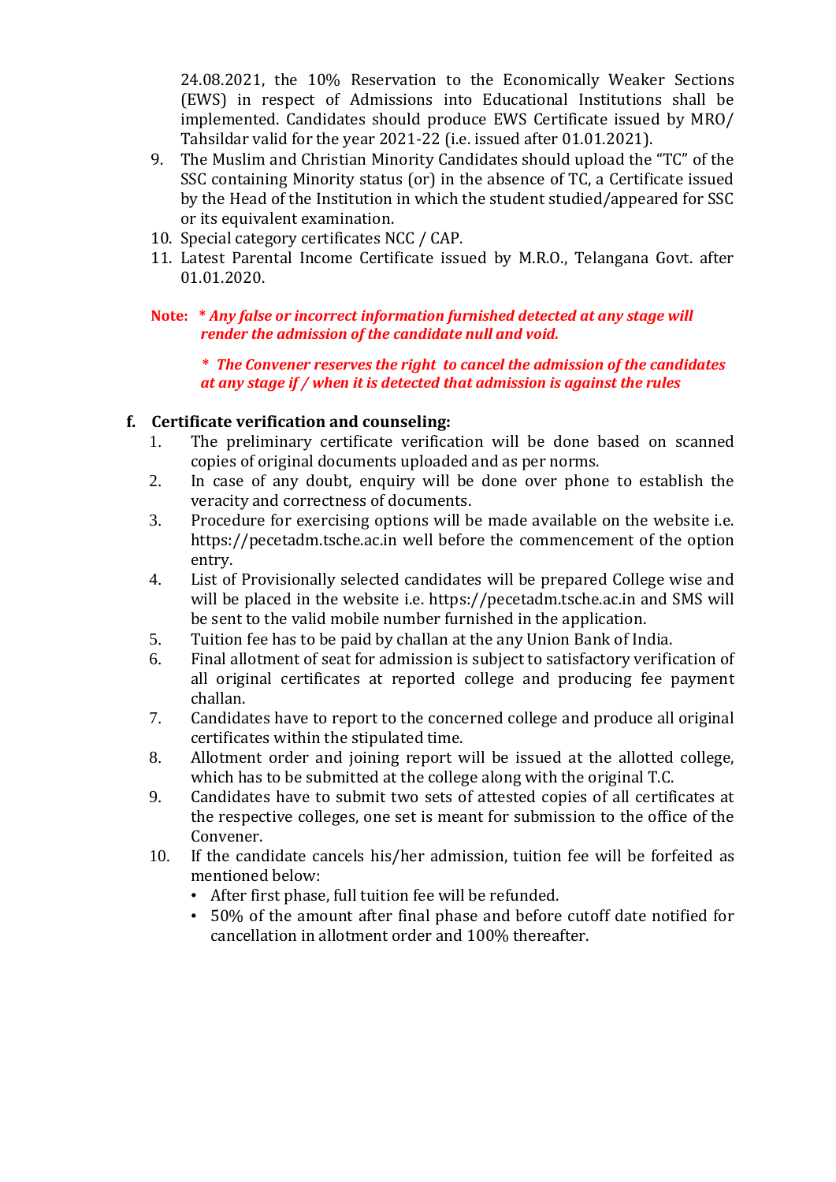24.08.2021, the 10% Reservation to the Economically Weaker Sections (EWS) in respect of Admissions into Educational Institutions shall be implemented. Candidates should produce EWS Certificate issued by MRO/ Tahsildar valid for the year 2021-22 (i.e. issued after 01.01.2021).

9. The Muslim and Christian Minority Candidates should upload the "TC" of the SSC containing Minority status (or) in the absence of TC, a Certificate issued by the Head of the Institution in which the student studied/appeared for SSC or its equivalent examination.
10. Special category certificates NCC / CAP.
11. Latest Parental Income Certificate issued by M.R.O., Telangana Govt. after 01.01.2020.

**Note:** ***\* Any false or incorrect information furnished detected at any stage will render the admission of the candidate null and void.***

***\* The Convener reserves the right to cancel the admission of the candidates at any stage if / when it is detected that admission is against the rules***

**f. Certificate verification and counseling:**

1. The preliminary certificate verification will be done based on scanned copies of original documents uploaded and as per norms.
2. In case of any doubt, enquiry will be done over phone to establish the veracity and correctness of documents.
3. Procedure for exercising options will be made available on the website i.e. https://pecetadm.tsche.ac.in well before the commencement of the option entry.
4. List of Provisionally selected candidates will be prepared College wise and will be placed in the website i.e. https://pecetadm.tsche.ac.in and SMS will be sent to the valid mobile number furnished in the application.
5. Tuition fee has to be paid by challan at the any Union Bank of India.
6. Final allotment of seat for admission is subject to satisfactory verification of all original certificates at reported college and producing fee payment challan.
7. Candidates have to report to the concerned college and produce all original certificates within the stipulated time.
8. Allotment order and joining report will be issued at the allotted college, which has to be submitted at the college along with the original T.C.
9. Candidates have to submit two sets of attested copies of all certificates at the respective colleges, one set is meant for submission to the office of the Convener.
10. If the candidate cancels his/her admission, tuition fee will be forfeited as mentioned below:
    - After first phase, full tuition fee will be refunded.
    - 50% of the amount after final phase and before cutoff date notified for cancellation in allotment order and 100% thereafter.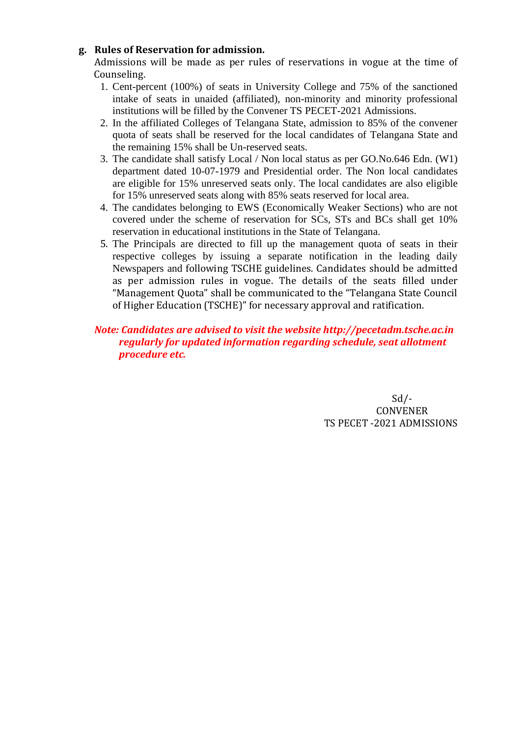**g. Rules of Reservation for admission.**

Admissions will be made as per rules of reservations in vogue at the time of Counseling.

1. Cent-percent (100%) of seats in University College and 75% of the sanctioned intake of seats in unaided (affiliated), non-minority and minority professional institutions will be filled by the Convener TS PECET-2021 Admissions.
2. In the affiliated Colleges of Telangana State, admission to 85% of the convener quota of seats shall be reserved for the local candidates of Telangana State and the remaining 15% shall be Un-reserved seats.
3. The candidate shall satisfy Local / Non local status as per GO.No.646 Edn. (W1) department dated 10-07-1979 and Presidential order. The Non local candidates are eligible for 15% unreserved seats only. The local candidates are also eligible for 15% unreserved seats along with 85% seats reserved for local area.
4. The candidates belonging to EWS (Economically Weaker Sections) who are not covered under the scheme of reservation for SCs, STs and BCs shall get 10% reservation in educational institutions in the State of Telangana.
5. The Principals are directed to fill up the management quota of seats in their respective colleges by issuing a separate notification in the leading daily Newspapers and following TSCHE guidelines. Candidates should be admitted as per admission rules in vogue. The details of the seats filled under "Management Quota" shall be communicated to the "Telangana State Council of Higher Education (TSCHE)" for necessary approval and ratification.

***Note: Candidates are advised to visit the website http://pecetadm.tsche.ac.in regularly for updated information regarding schedule, seat allotment procedure etc.***

Sd/-
CONVENER
TS PECET -2021 ADMISSIONS